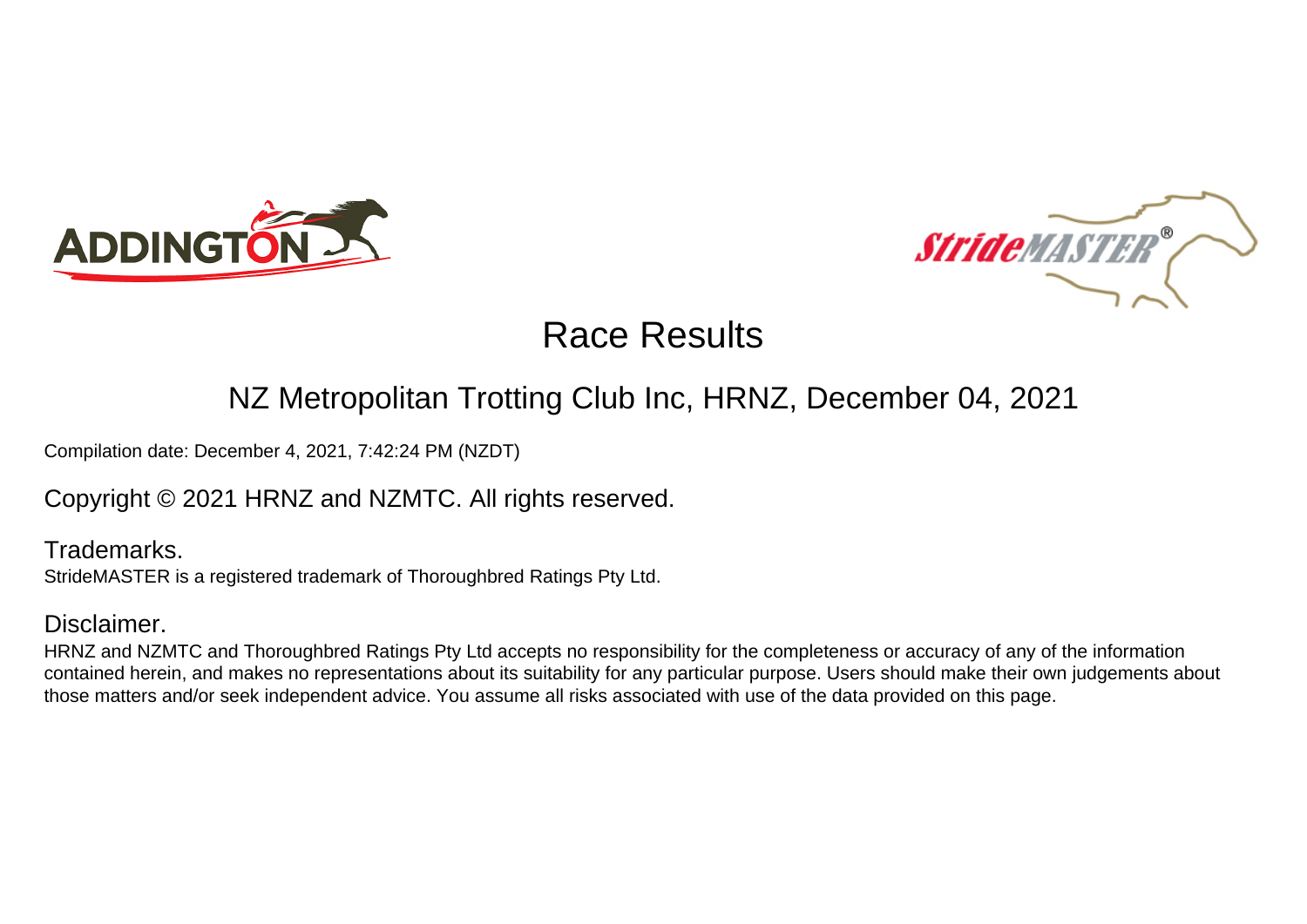# Race Results

## NZ Metropolitan Trotting Club Inc, HRNZ, December 04, 2021

Compilation date: December 4, 2021, 7:42:24 PM (NZDT)

Copyright © 2021 HRNZ and NZMTC. All rights reserved.

### Trademarks.

StrideMASTER is a registered trademark of Thoroughbred Ratings Pty Ltd.

### Disclaimer.

HRNZ and NZMTC and Thoroughbred Ratings Pty Ltd accepts no responsibility for the completeness or accuracy of any of the information contained herein, and makes no representations about its suitability for any particular purpose. Users should make their own judgements about those matters and/or seek independent advice. You assume all risks associated with use of the data provided on this page.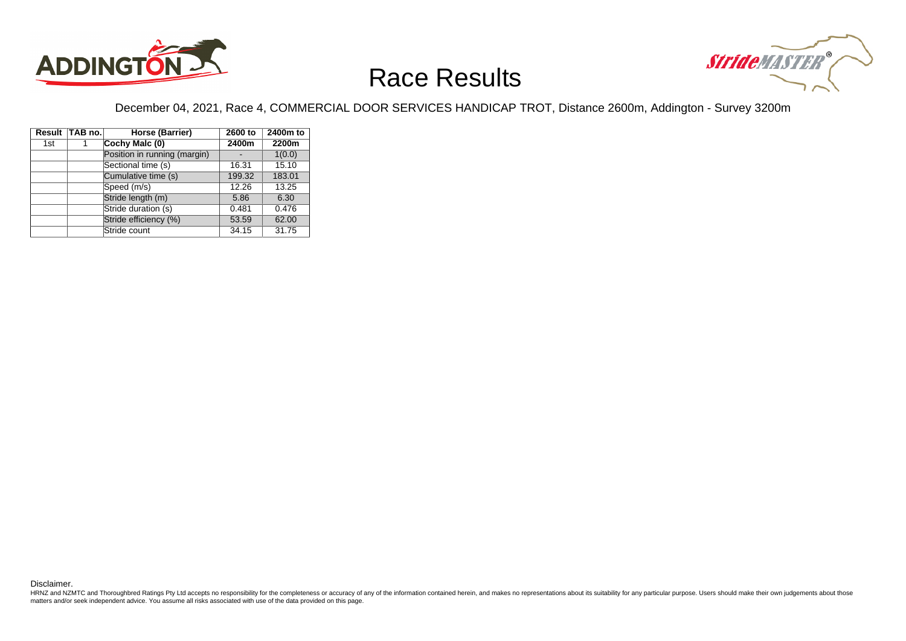# Race Results

December 04, 2021, Race 4, COMMERCIAL DOOR SERVICES HANDICAP TROT, Distance 2600m, Addington - Survey 3200m

| Result | TAB no. | Horse (Barrier) | 2600 to 2400m | 2400m to 2200m |
|---|---|---|---|---|
| 1st | 1 | **Cochy Malc (0)** | | |
| | | Position in running (margin) | - | 1(0.0) |
| | | Sectional time (s) | 16.31 | 15.10 |
| | | Cumulative time (s) | 199.32 | 183.01 |
| | | Speed (m/s) | 12.26 | 13.25 |
| | | Stride length (m) | 5.86 | 6.30 |
| | | Stride duration (s) | 0.481 | 0.476 |
| | | Stride efficiency (%) | 53.59 | 62.00 |
| | | Stride count | 34.15 | 31.75 |

Disclaimer.

HRNZ and NZMTC and Thoroughbred Ratings Pty Ltd accepts no responsibility for the completeness or accuracy of any of the information contained herein, and makes no representations about its suitability for any particular purpose. Users should make their own judgements about those matters and/or seek independent advice. You assume all risks associated with use of the data provided on this page.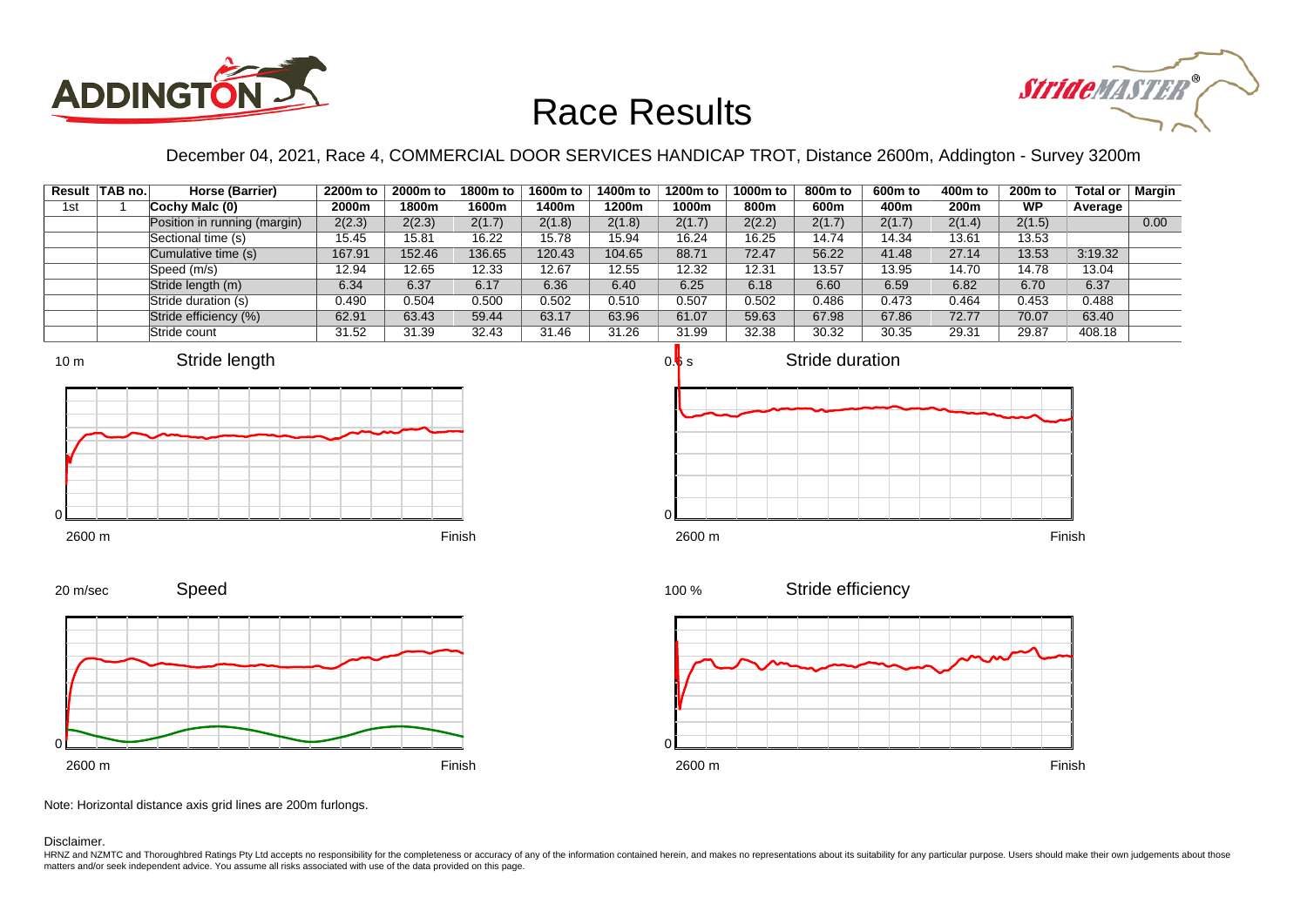# Race Results

December 04, 2021, Race 4, COMMERCIAL DOOR SERVICES HANDICAP TROT, Distance 2600m, Addington - Survey 3200m

| Result | TAB no. | Horse (Barrier) | 2200m to 2000m | 2000m to 1800m | 1800m to 1600m | 1600m to 1400m | 1400m to 1200m | 1200m to 1000m | 1000m to 800m | 800m to 600m | 600m to 400m | 400m to 200m | 200m to WP | Total or Average | Margin |
|---|---|---|---|---|---|---|---|---|---|---|---|---|---|---|---|
| 1st | 1 | Cochy Malc (0) | | | | | | | | | | | | | |
| | | Position in running (margin) | 2(2.3) | 2(2.3) | 2(1.7) | 2(1.8) | 2(1.8) | 2(1.7) | 2(2.2) | 2(1.7) | 2(1.7) | 2(1.4) | 2(1.5) | | 0.00 |
| | | Sectional time (s) | 15.45 | 15.81 | 16.22 | 15.78 | 15.94 | 16.24 | 16.25 | 14.74 | 14.34 | 13.61 | 13.53 | | |
| | | Cumulative time (s) | 167.91 | 152.46 | 136.65 | 120.43 | 104.65 | 88.71 | 72.47 | 56.22 | 41.48 | 27.14 | 13.53 | 3:19.32 | |
| | | Speed (m/s) | 12.94 | 12.65 | 12.33 | 12.67 | 12.55 | 12.32 | 12.31 | 13.57 | 13.95 | 14.70 | 14.78 | 13.04 | |
| | | Stride length (m) | 6.34 | 6.37 | 6.17 | 6.36 | 6.40 | 6.25 | 6.18 | 6.60 | 6.59 | 6.82 | 6.70 | 6.37 | |
| | | Stride duration (s) | 0.490 | 0.504 | 0.500 | 0.502 | 0.510 | 0.507 | 0.502 | 0.486 | 0.473 | 0.464 | 0.453 | 0.488 | |
| | | Stride efficiency (%) | 62.91 | 63.43 | 59.44 | 63.17 | 63.96 | 61.07 | 59.63 | 67.98 | 67.86 | 72.77 | 70.07 | 63.40 | |
| | | Stride count | 31.52 | 31.39 | 32.43 | 31.46 | 31.26 | 31.99 | 32.38 | 30.32 | 30.35 | 29.31 | 29.87 | 408.18 | |

Note: Horizontal distance axis grid lines are 200m furlongs.

Disclaimer.

HRNZ and NZMTC and Thoroughbred Ratings Pty Ltd accepts no responsibility for the completeness or accuracy of any of the information contained herein, and makes no representations about its suitability for any particular purpose. Users should make their own judgements about those matters and/or seek independent advice. You assume all risks associated with use of the data provided on this page.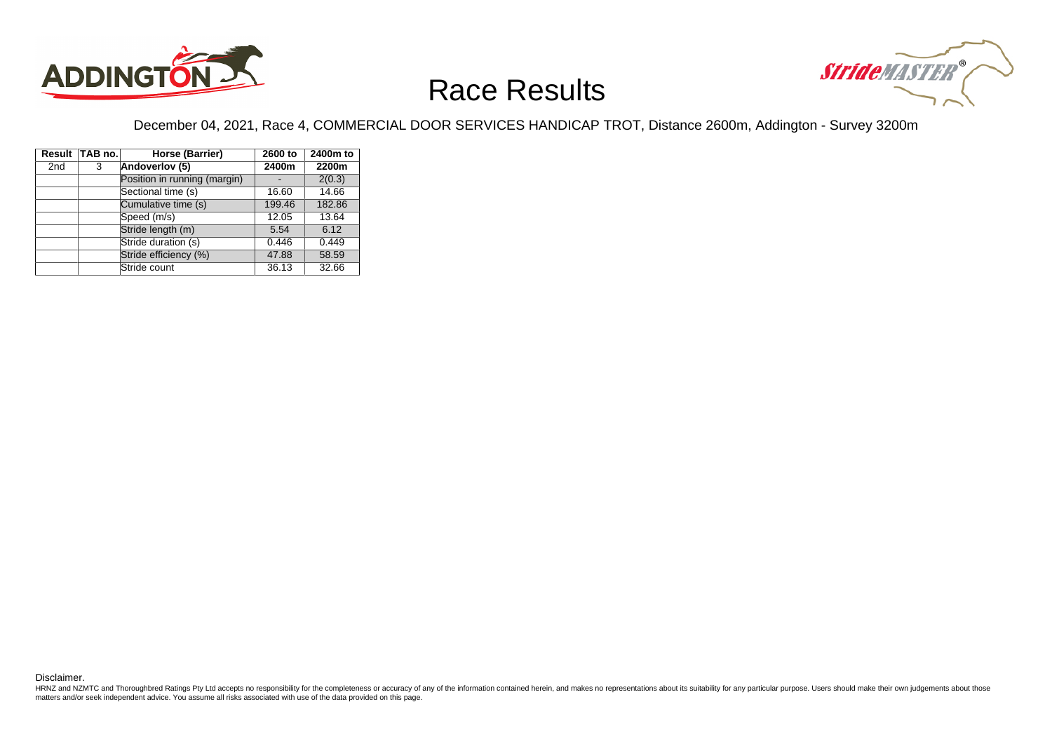# Race Results

December 04, 2021, Race 4, COMMERCIAL DOOR SERVICES HANDICAP TROT, Distance 2600m, Addington - Survey 3200m

| Result | TAB no. | Horse (Barrier) | 2600 to 2400m | 2400m to 2200m |
|---|---|---|---|---|
| 2nd | 3 | **Andoverlov (5)** | | |
| | | Position in running (margin) | - | 2(0.3) |
| | | Sectional time (s) | 16.60 | 14.66 |
| | | Cumulative time (s) | 199.46 | 182.86 |
| | | Speed (m/s) | 12.05 | 13.64 |
| | | Stride length (m) | 5.54 | 6.12 |
| | | Stride duration (s) | 0.446 | 0.449 |
| | | Stride efficiency (%) | 47.88 | 58.59 |
| | | Stride count | 36.13 | 32.66 |

Disclaimer.

HRNZ and NZMTC and Thoroughbred Ratings Pty Ltd accepts no responsibility for the completeness or accuracy of any of the information contained herein, and makes no representations about its suitability for any particular purpose. Users should make their own judgements about those matters and/or seek independent advice. You assume all risks associated with use of the data provided on this page.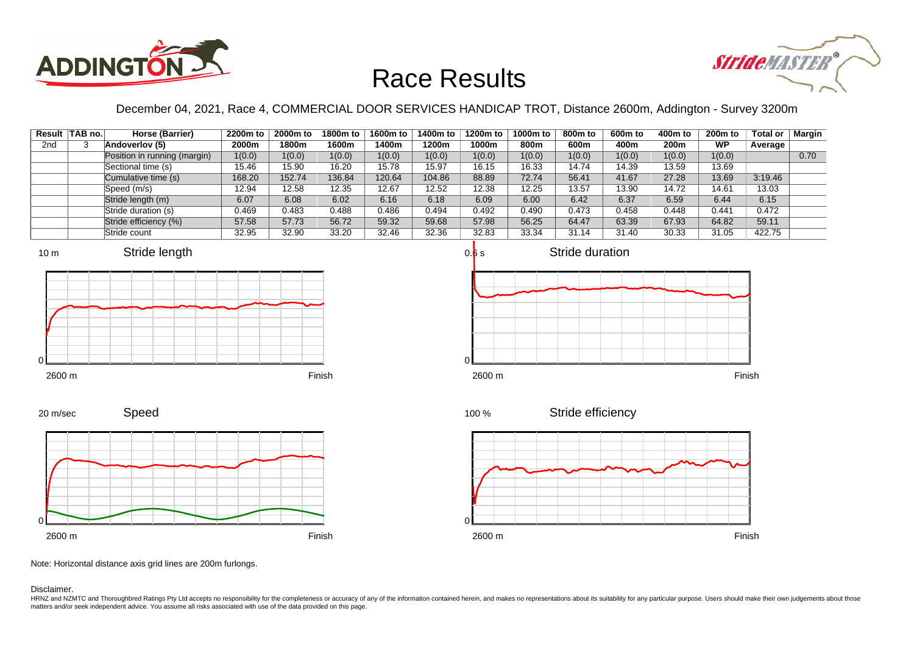# Race Results

December 04, 2021, Race 4, COMMERCIAL DOOR SERVICES HANDICAP TROT, Distance 2600m, Addington - Survey 3200m

| Result | TAB no. | Horse (Barrier) | 2200m to 2000m | 2000m to 1800m | 1800m to 1600m | 1600m to 1400m | 1400m to 1200m | 1200m to 1000m | 1000m to 800m | 800m to 600m | 600m to 400m | 400m to 200m | 200m to WP | Total or Average | Margin |
|---|---|---|---|---|---|---|---|---|---|---|---|---|---|---|---|
| 2nd | 3 | Andoverlov (5) | | | | | | | | | | | | | |
| | | Position in running (margin) | 1(0.0) | 1(0.0) | 1(0.0) | 1(0.0) | 1(0.0) | 1(0.0) | 1(0.0) | 1(0.0) | 1(0.0) | 1(0.0) | 1(0.0) | | 0.70 |
| | | Sectional time (s) | 15.46 | 15.90 | 16.20 | 15.78 | 15.97 | 16.15 | 16.33 | 14.74 | 14.39 | 13.59 | 13.69 | | |
| | | Cumulative time (s) | 168.20 | 152.74 | 136.84 | 120.64 | 104.86 | 88.89 | 72.74 | 56.41 | 41.67 | 27.28 | 13.69 | 3:19.46 | |
| | | Speed (m/s) | 12.94 | 12.58 | 12.35 | 12.67 | 12.52 | 12.38 | 12.25 | 13.57 | 13.90 | 14.72 | 14.61 | 13.03 | |
| | | Stride length (m) | 6.07 | 6.08 | 6.02 | 6.16 | 6.18 | 6.09 | 6.00 | 6.42 | 6.37 | 6.59 | 6.44 | 6.15 | |
| | | Stride duration (s) | 0.469 | 0.483 | 0.488 | 0.486 | 0.494 | 0.492 | 0.490 | 0.473 | 0.458 | 0.448 | 0.441 | 0.472 | |
| | | Stride efficiency (%) | 57.58 | 57.73 | 56.72 | 59.32 | 59.68 | 57.98 | 56.25 | 64.47 | 63.39 | 67.93 | 64.82 | 59.11 | |
| | | Stride count | 32.95 | 32.90 | 33.20 | 32.46 | 32.36 | 32.83 | 33.34 | 31.14 | 31.40 | 30.33 | 31.05 | 422.75 | |

Note: Horizontal distance axis grid lines are 200m furlongs.

Disclaimer.

HRNZ and NZMTC and Thoroughbred Ratings Pty Ltd accepts no responsibility for the completeness or accuracy of any of the information contained herein, and makes no representations about its suitability for any particular purpose. Users should make their own judgements about those matters and/or seek independent advice. You assume all risks associated with use of the data provided on this page.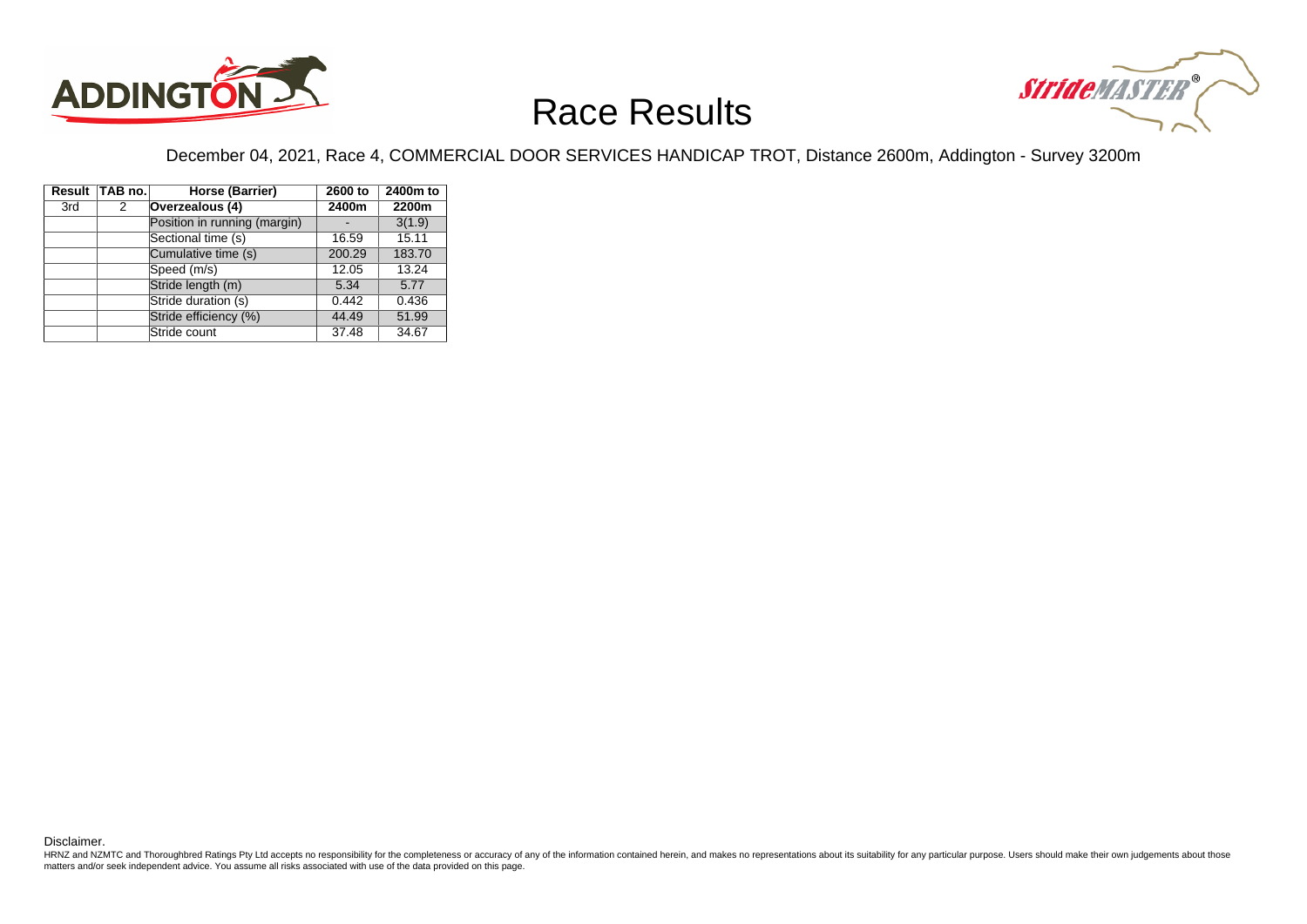# Race Results

December 04, 2021, Race 4, COMMERCIAL DOOR SERVICES HANDICAP TROT, Distance 2600m, Addington - Survey 3200m

| Result | TAB no. | Horse (Barrier) | 2600 to 2400m | 2400m to 2200m |
|---|---|---|---|---|
| 3rd | 2 | **Overzealous (4)** | | |
| | | Position in running (margin) | - | 3(1.9) |
| | | Sectional time (s) | 16.59 | 15.11 |
| | | Cumulative time (s) | 200.29 | 183.70 |
| | | Speed (m/s) | 12.05 | 13.24 |
| | | Stride length (m) | 5.34 | 5.77 |
| | | Stride duration (s) | 0.442 | 0.436 |
| | | Stride efficiency (%) | 44.49 | 51.99 |
| | | Stride count | 37.48 | 34.67 |

Disclaimer.

HRNZ and NZMTC and Thoroughbred Ratings Pty Ltd accepts no responsibility for the completeness or accuracy of any of the information contained herein, and makes no representations about its suitability for any particular purpose. Users should make their own judgements about those matters and/or seek independent advice. You assume all risks associated with use of the data provided on this page.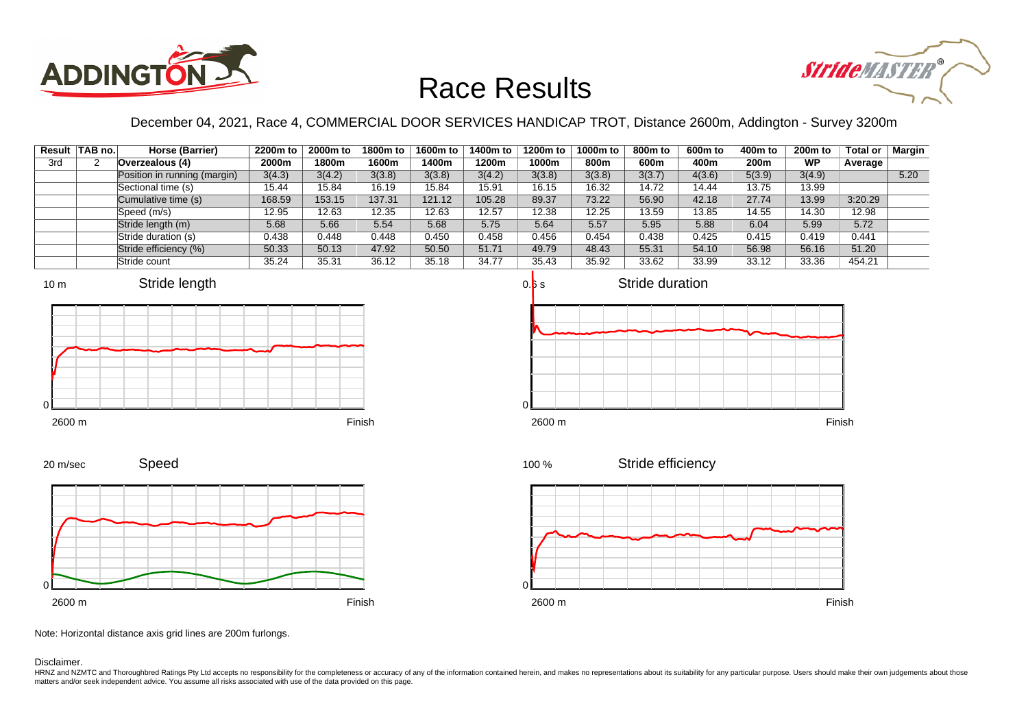# Race Results

December 04, 2021, Race 4, COMMERCIAL DOOR SERVICES HANDICAP TROT, Distance 2600m, Addington - Survey 3200m

| Result | TAB no. | Horse (Barrier) | 2200m to 2000m | 2000m to 1800m | 1800m to 1600m | 1600m to 1400m | 1400m to 1200m | 1200m to 1000m | 1000m to 800m | 800m to 600m | 600m to 400m | 400m to 200m | 200m to WP | Total or Average | Margin |
|---|---|---|---|---|---|---|---|---|---|---|---|---|---|---|---|
| 3rd | 2 | **Overzealous (4)** | | | | | | | | | | | | | |
| | | Position in running (margin) | 3(4.3) | 3(4.2) | 3(3.8) | 3(3.8) | 3(4.2) | 3(3.8) | 3(3.8) | 3(3.7) | 4(3.6) | 5(3.9) | 3(4.9) | | 5.20 |
| | | Sectional time (s) | 15.44 | 15.84 | 16.19 | 15.84 | 15.91 | 16.15 | 16.32 | 14.72 | 14.44 | 13.75 | 13.99 | | |
| | | Cumulative time (s) | 168.59 | 153.15 | 137.31 | 121.12 | 105.28 | 89.37 | 73.22 | 56.90 | 42.18 | 27.74 | 13.99 | 3:20.29 | |
| | | Speed (m/s) | 12.95 | 12.63 | 12.35 | 12.63 | 12.57 | 12.38 | 12.25 | 13.59 | 13.85 | 14.55 | 14.30 | 12.98 | |
| | | Stride length (m) | 5.68 | 5.66 | 5.54 | 5.68 | 5.75 | 5.64 | 5.57 | 5.95 | 5.88 | 6.04 | 5.99 | 5.72 | |
| | | Stride duration (s) | 0.438 | 0.448 | 0.448 | 0.450 | 0.458 | 0.456 | 0.454 | 0.438 | 0.425 | 0.415 | 0.419 | 0.441 | |
| | | Stride efficiency (%) | 50.33 | 50.13 | 47.92 | 50.50 | 51.71 | 49.79 | 48.43 | 55.31 | 54.10 | 56.98 | 56.16 | 51.20 | |
| | | Stride count | 35.24 | 35.31 | 36.12 | 35.18 | 34.77 | 35.43 | 35.92 | 33.62 | 33.99 | 33.12 | 33.36 | 454.21 | |

Note: Horizontal distance axis grid lines are 200m furlongs.

Disclaimer.

HRNZ and NZMTC and Thoroughbred Ratings Pty Ltd accepts no responsibility for the completeness or accuracy of any of the information contained herein, and makes no representations about its suitability for any particular purpose. Users should make their own judgements about those matters and/or seek independent advice. You assume all risks associated with use of the data provided on this page.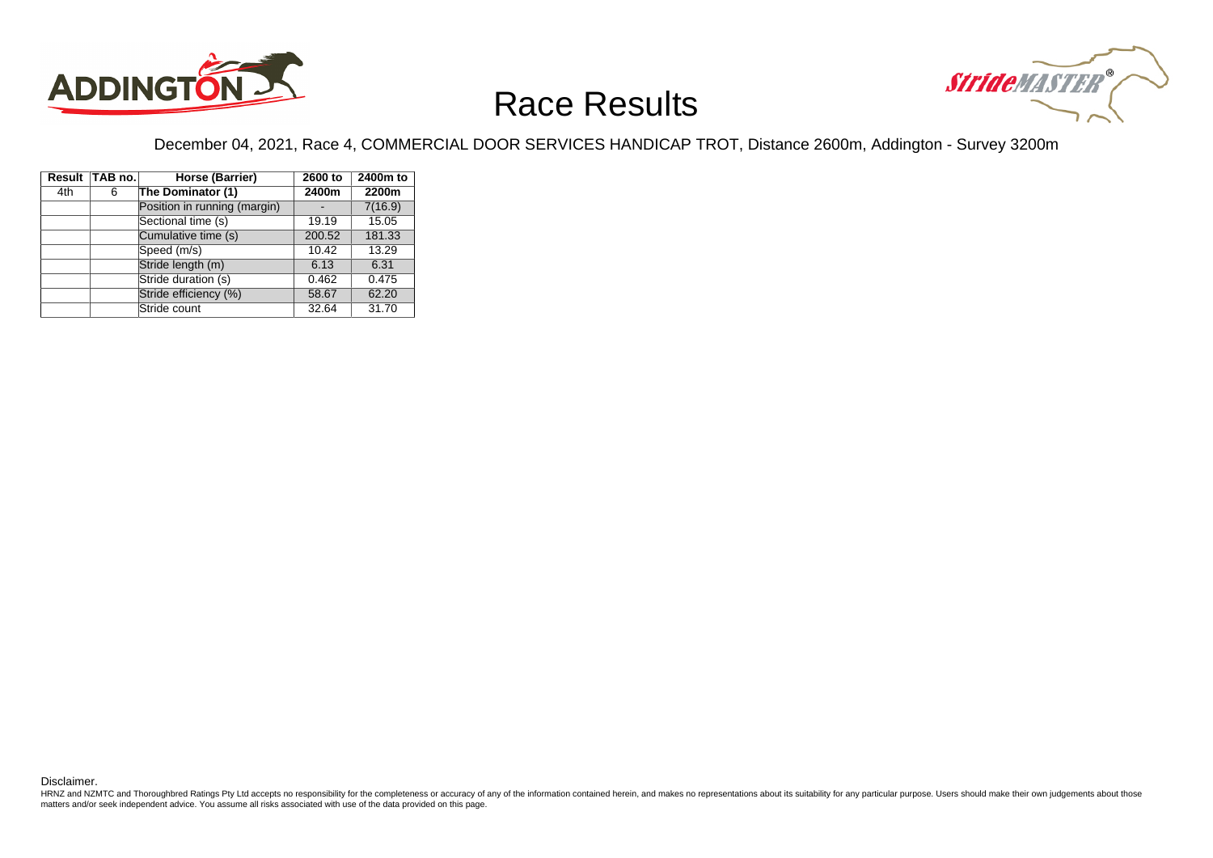# Race Results

December 04, 2021, Race 4, COMMERCIAL DOOR SERVICES HANDICAP TROT, Distance 2600m, Addington - Survey 3200m

| Result | TAB no. | Horse (Barrier) | 2600 to 2400m | 2400m to 2200m |
|---|---|---|---|---|
| 4th | 6 | **The Dominator (1)** | | |
| | | Position in running (margin) | - | 7(16.9) |
| | | Sectional time (s) | 19.19 | 15.05 |
| | | Cumulative time (s) | 200.52 | 181.33 |
| | | Speed (m/s) | 10.42 | 13.29 |
| | | Stride length (m) | 6.13 | 6.31 |
| | | Stride duration (s) | 0.462 | 0.475 |
| | | Stride efficiency (%) | 58.67 | 62.20 |
| | | Stride count | 32.64 | 31.70 |

Disclaimer.

HRNZ and NZMTC and Thoroughbred Ratings Pty Ltd accepts no responsibility for the completeness or accuracy of any of the information contained herein, and makes no representations about its suitability for any particular purpose. Users should make their own judgements about those matters and/or seek independent advice. You assume all risks associated with use of the data provided on this page.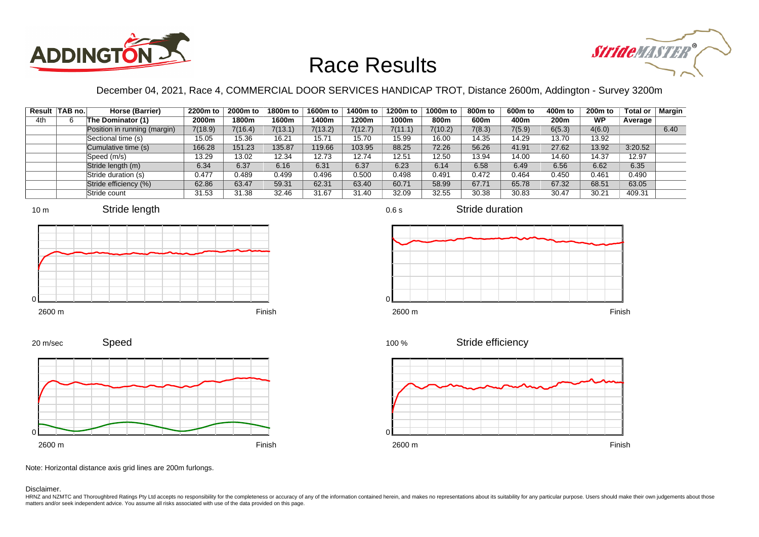# Race Results

December 04, 2021, Race 4, COMMERCIAL DOOR SERVICES HANDICAP TROT, Distance 2600m, Addington - Survey 3200m

| Result | TAB no. | Horse (Barrier) | 2200m to 2000m | 2000m to 1800m | 1800m to 1600m | 1600m to 1400m | 1400m to 1200m | 1200m to 1000m | 1000m to 800m | 800m to 600m | 600m to 400m | 400m to 200m | 200m to WP | Total or Average | Margin |
|---|---|---|---|---|---|---|---|---|---|---|---|---|---|---|---|
| 4th | 6 | The Dominator (1) | | | | | | | | | | | | | |
| | | Position in running (margin) | 7(18.9) | 7(16.4) | 7(13.1) | 7(13.2) | 7(12.7) | 7(11.1) | 7(10.2) | 7(8.3) | 7(5.9) | 6(5.3) | 4(6.0) | | 6.40 |
| | | Sectional time (s) | 15.05 | 15.36 | 16.21 | 15.71 | 15.70 | 15.99 | 16.00 | 14.35 | 14.29 | 13.70 | 13.92 | | |
| | | Cumulative time (s) | 166.28 | 151.23 | 135.87 | 119.66 | 103.95 | 88.25 | 72.26 | 56.26 | 41.91 | 27.62 | 13.92 | 3:20.52 | |
| | | Speed (m/s) | 13.29 | 13.02 | 12.34 | 12.73 | 12.74 | 12.51 | 12.50 | 13.94 | 14.00 | 14.60 | 14.37 | 12.97 | |
| | | Stride length (m) | 6.34 | 6.37 | 6.16 | 6.31 | 6.37 | 6.23 | 6.14 | 6.58 | 6.49 | 6.56 | 6.62 | 6.35 | |
| | | Stride duration (s) | 0.477 | 0.489 | 0.499 | 0.496 | 0.500 | 0.498 | 0.491 | 0.472 | 0.464 | 0.450 | 0.461 | 0.490 | |
| | | Stride efficiency (%) | 62.86 | 63.47 | 59.31 | 62.31 | 63.40 | 60.71 | 58.99 | 67.71 | 65.78 | 67.32 | 68.51 | 63.05 | |
| | | Stride count | 31.53 | 31.38 | 32.46 | 31.67 | 31.40 | 32.09 | 32.55 | 30.38 | 30.83 | 30.47 | 30.21 | 409.31 | |

Stride length (10 m scale; 2600 m to Finish)

Stride duration (0.6 s scale; 2600 m to Finish)

Speed (20 m/sec scale; 2600 m to Finish)

Stride efficiency (100 % scale; 2600 m to Finish)

Note: Horizontal distance axis grid lines are 200m furlongs.

Disclaimer.

HRNZ and NZMTC and Thoroughbred Ratings Pty Ltd accepts no responsibility for the completeness or accuracy of any of the information contained herein, and makes no representations about its suitability for any particular purpose. Users should make their own judgements about those matters and/or seek independent advice. You assume all risks associated with use of the data provided on this page.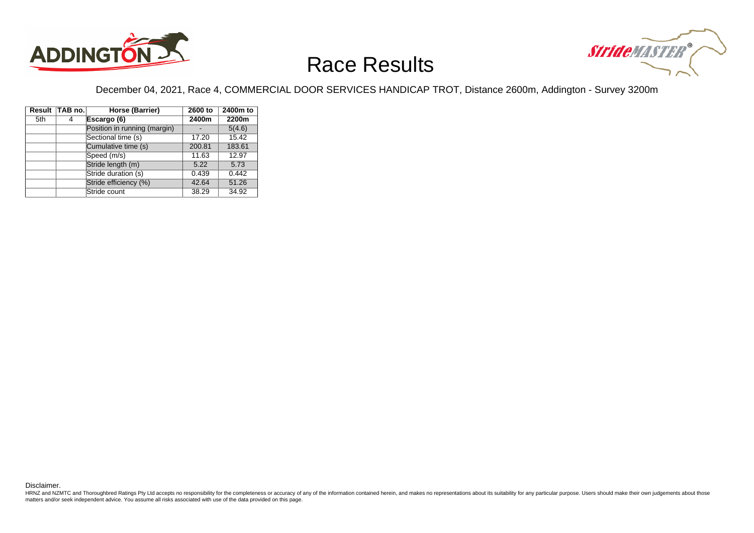# Race Results

December 04, 2021, Race 4, COMMERCIAL DOOR SERVICES HANDICAP TROT, Distance 2600m, Addington - Survey 3200m

| Result | TAB no. | Horse (Barrier) | 2600 to 2400m | 2400m to 2200m |
|---|---|---|---|---|
| 5th | 4 | **Escargo (6)** | | |
| | | Position in running (margin) | - | 5(4.6) |
| | | Sectional time (s) | 17.20 | 15.42 |
| | | Cumulative time (s) | 200.81 | 183.61 |
| | | Speed (m/s) | 11.63 | 12.97 |
| | | Stride length (m) | 5.22 | 5.73 |
| | | Stride duration (s) | 0.439 | 0.442 |
| | | Stride efficiency (%) | 42.64 | 51.26 |
| | | Stride count | 38.29 | 34.92 |

Disclaimer.

HRNZ and NZMTC and Thoroughbred Ratings Pty Ltd accepts no responsibility for the completeness or accuracy of any of the information contained herein, and makes no representations about its suitability for any particular purpose. Users should make their own judgements about those matters and/or seek independent advice. You assume all risks associated with use of the data provided on this page.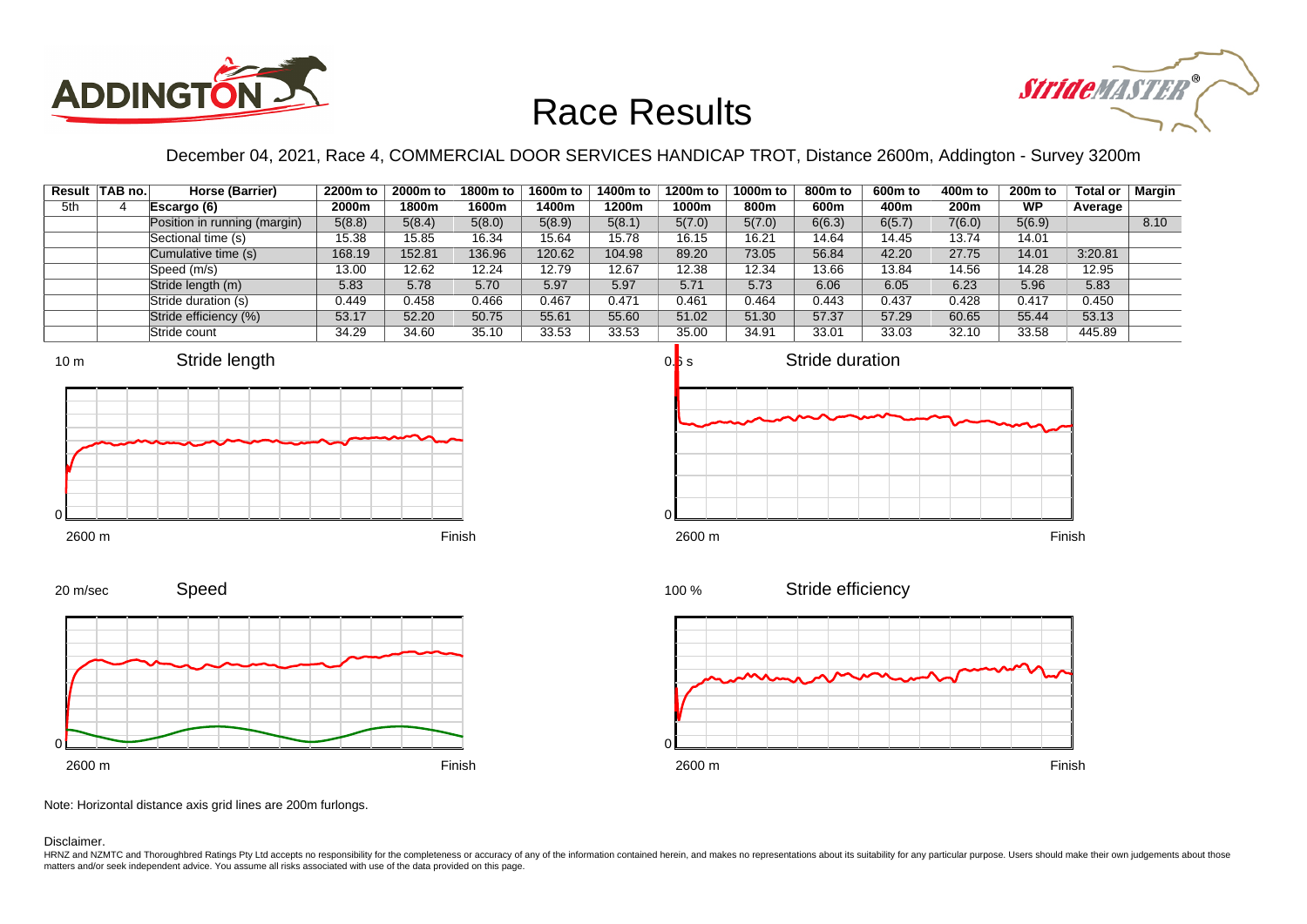# Race Results

December 04, 2021, Race 4, COMMERCIAL DOOR SERVICES HANDICAP TROT, Distance 2600m, Addington - Survey 3200m

| Result | TAB no. | Horse (Barrier) | 2200m to 2000m | 2000m to 1800m | 1800m to 1600m | 1600m to 1400m | 1400m to 1200m | 1200m to 1000m | 1000m to 800m | 800m to 600m | 600m to 400m | 400m to 200m | 200m to WP | Total or Average | Margin |
|---|---|---|---|---|---|---|---|---|---|---|---|---|---|---|---|
| 5th | 4 | **Escargo (6)** | | | | | | | | | | | | | |
| | | Position in running (margin) | 5(8.8) | 5(8.4) | 5(8.0) | 5(8.9) | 5(8.1) | 5(7.0) | 5(7.0) | 6(6.3) | 6(5.7) | 7(6.0) | 5(6.9) | | 8.10 |
| | | Sectional time (s) | 15.38 | 15.85 | 16.34 | 15.64 | 15.78 | 16.15 | 16.21 | 14.64 | 14.45 | 13.74 | 14.01 | | |
| | | Cumulative time (s) | 168.19 | 152.81 | 136.96 | 120.62 | 104.98 | 89.20 | 73.05 | 56.84 | 42.20 | 27.75 | 14.01 | 3:20.81 | |
| | | Speed (m/s) | 13.00 | 12.62 | 12.24 | 12.79 | 12.67 | 12.38 | 12.34 | 13.66 | 13.84 | 14.56 | 14.28 | 12.95 | |
| | | Stride length (m) | 5.83 | 5.78 | 5.70 | 5.97 | 5.97 | 5.71 | 5.73 | 6.06 | 6.05 | 6.23 | 5.96 | 5.83 | |
| | | Stride duration (s) | 0.449 | 0.458 | 0.466 | 0.467 | 0.471 | 0.461 | 0.464 | 0.443 | 0.437 | 0.428 | 0.417 | 0.450 | |
| | | Stride efficiency (%) | 53.17 | 52.20 | 50.75 | 55.61 | 55.60 | 51.02 | 51.30 | 57.37 | 57.29 | 60.65 | 55.44 | 53.13 | |
| | | Stride count | 34.29 | 34.60 | 35.10 | 33.53 | 33.53 | 35.00 | 34.91 | 33.01 | 33.03 | 32.10 | 33.58 | 445.89 | |

Note: Horizontal distance axis grid lines are 200m furlongs.

Disclaimer.

HRNZ and NZMTC and Thoroughbred Ratings Pty Ltd accepts no responsibility for the completeness or accuracy of any of the information contained herein, and makes no representations about its suitability for any particular purpose. Users should make their own judgements about those matters and/or seek independent advice. You assume all risks associated with use of the data provided on this page.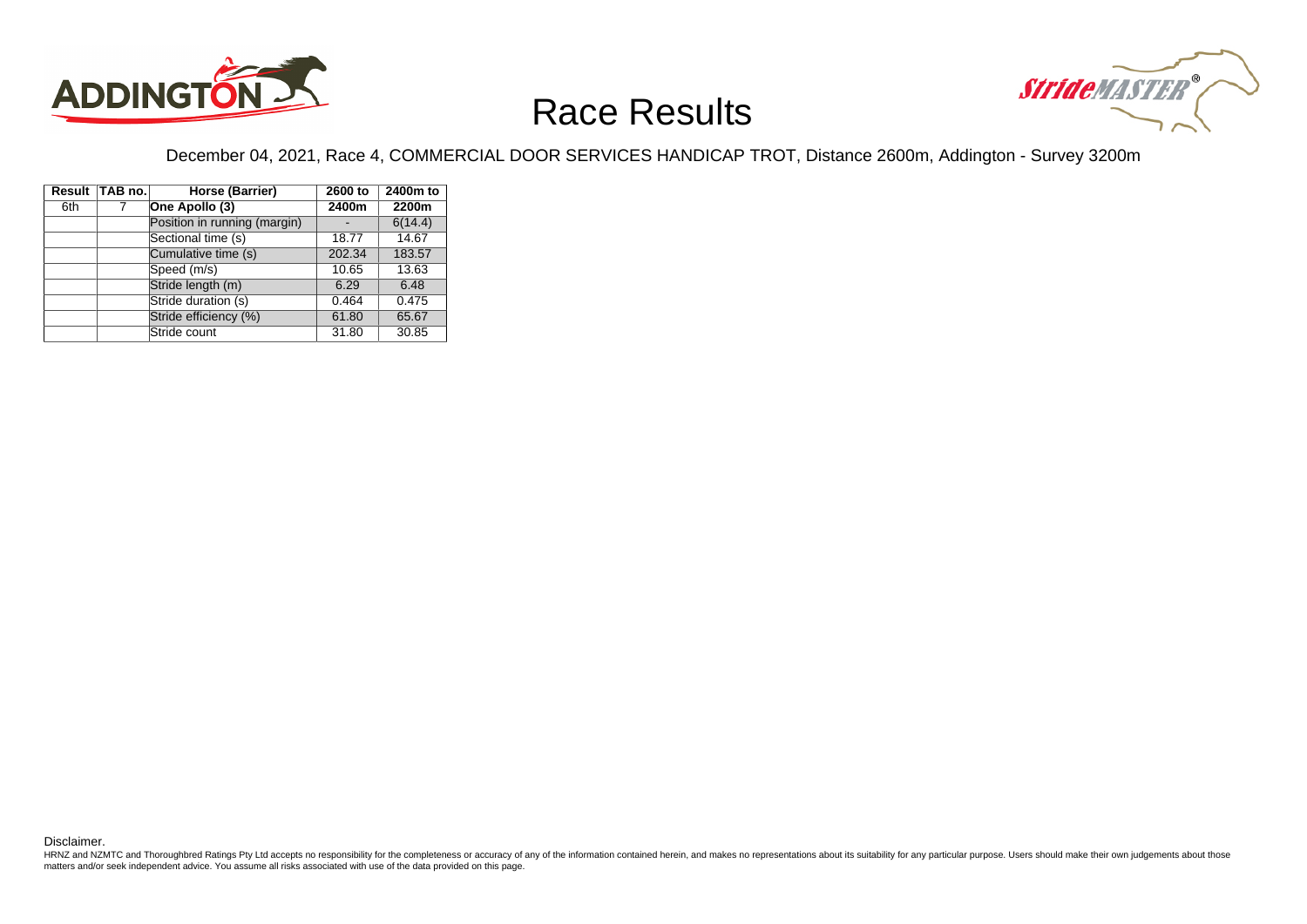# Race Results

December 04, 2021, Race 4, COMMERCIAL DOOR SERVICES HANDICAP TROT, Distance 2600m, Addington - Survey 3200m

| Result | TAB no. | Horse (Barrier) | 2600 to 2400m | 2400m to 2200m |
|---|---|---|---|---|
| 6th | 7 | **One Apollo (3)** | | |
| | | Position in running (margin) | - | 6(14.4) |
| | | Sectional time (s) | 18.77 | 14.67 |
| | | Cumulative time (s) | 202.34 | 183.57 |
| | | Speed (m/s) | 10.65 | 13.63 |
| | | Stride length (m) | 6.29 | 6.48 |
| | | Stride duration (s) | 0.464 | 0.475 |
| | | Stride efficiency (%) | 61.80 | 65.67 |
| | | Stride count | 31.80 | 30.85 |

Disclaimer.

HRNZ and NZMTC and Thoroughbred Ratings Pty Ltd accepts no responsibility for the completeness or accuracy of any of the information contained herein, and makes no representations about its suitability for any particular purpose. Users should make their own judgements about those matters and/or seek independent advice. You assume all risks associated with use of the data provided on this page.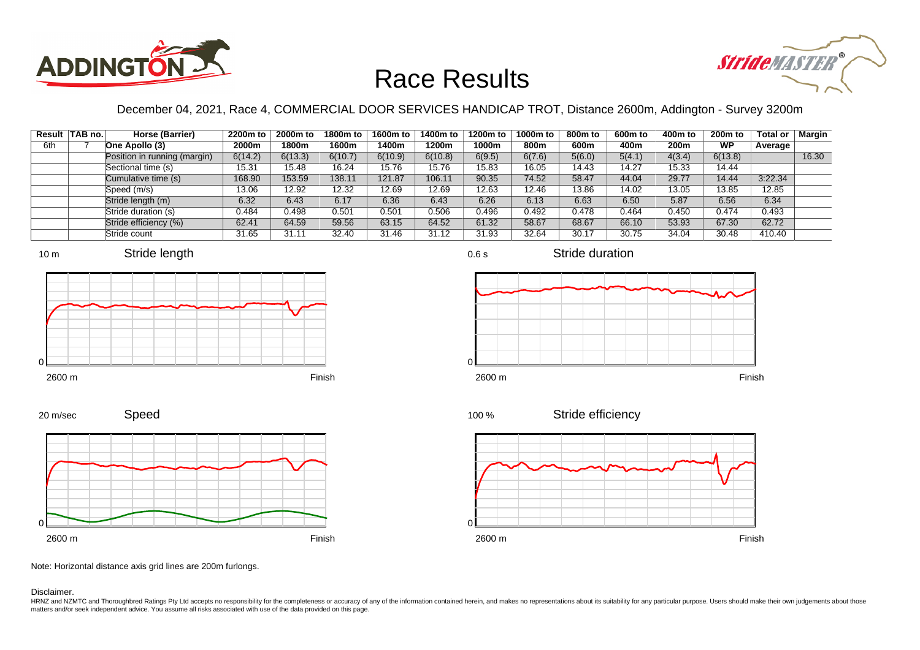# Race Results

December 04, 2021, Race 4, COMMERCIAL DOOR SERVICES HANDICAP TROT, Distance 2600m, Addington - Survey 3200m

| Result | TAB no. | Horse (Barrier) | 2200m to 2000m | 2000m to 1800m | 1800m to 1600m | 1600m to 1400m | 1400m to 1200m | 1200m to 1000m | 1000m to 800m | 800m to 600m | 600m to 400m | 400m to 200m | 200m to WP | Total or Average | Margin |
|---|---|---|---|---|---|---|---|---|---|---|---|---|---|---|---|
| 6th | 7 | One Apollo (3) | | | | | | | | | | | | | |
| | | Position in running (margin) | 6(14.2) | 6(13.3) | 6(10.7) | 6(10.9) | 6(10.8) | 6(9.5) | 6(7.6) | 5(6.0) | 5(4.1) | 4(3.4) | 6(13.8) | | 16.30 |
| | | Sectional time (s) | 15.31 | 15.48 | 16.24 | 15.76 | 15.76 | 15.83 | 16.05 | 14.43 | 14.27 | 15.33 | 14.44 | | |
| | | Cumulative time (s) | 168.90 | 153.59 | 138.11 | 121.87 | 106.11 | 90.35 | 74.52 | 58.47 | 44.04 | 29.77 | 14.44 | 3:22.34 | |
| | | Speed (m/s) | 13.06 | 12.92 | 12.32 | 12.69 | 12.69 | 12.63 | 12.46 | 13.86 | 14.02 | 13.05 | 13.85 | 12.85 | |
| | | Stride length (m) | 6.32 | 6.43 | 6.17 | 6.36 | 6.43 | 6.26 | 6.13 | 6.63 | 6.50 | 5.87 | 6.56 | 6.34 | |
| | | Stride duration (s) | 0.484 | 0.498 | 0.501 | 0.501 | 0.506 | 0.496 | 0.492 | 0.478 | 0.464 | 0.450 | 0.474 | 0.493 | |
| | | Stride efficiency (%) | 62.41 | 64.59 | 59.56 | 63.15 | 64.52 | 61.32 | 58.67 | 68.67 | 66.10 | 53.93 | 67.30 | 62.72 | |
| | | Stride count | 31.65 | 31.11 | 32.40 | 31.46 | 31.12 | 31.93 | 32.64 | 30.17 | 30.75 | 34.04 | 30.48 | 410.40 | |

Note: Horizontal distance axis grid lines are 200m furlongs.

Disclaimer.

HRNZ and NZMTC and Thoroughbred Ratings Pty Ltd accepts no responsibility for the completeness or accuracy of any of the information contained herein, and makes no representations about its suitability for any particular purpose. Users should make their own judgements about those matters and/or seek independent advice. You assume all risks associated with use of the data provided on this page.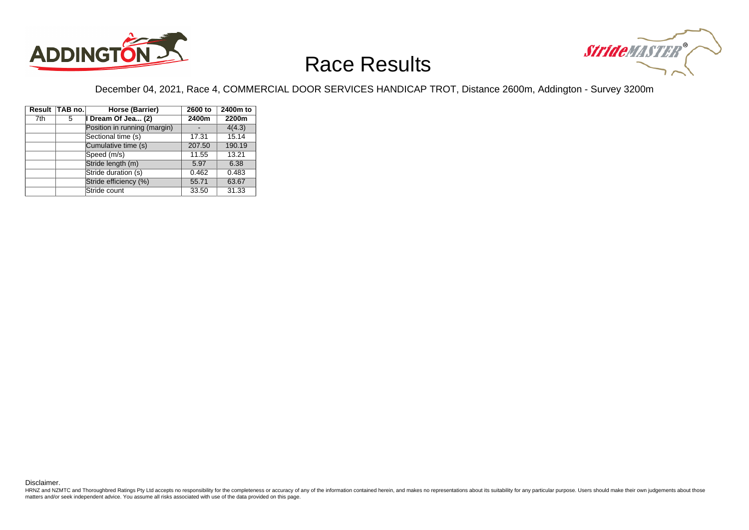# Race Results

December 04, 2021, Race 4, COMMERCIAL DOOR SERVICES HANDICAP TROT, Distance 2600m, Addington - Survey 3200m

| Result | TAB no. | Horse (Barrier) | 2600 to 2400m | 2400m to 2200m |
|---|---|---|---|---|
| 7th | 5 | **I Dream Of Jea... (2)** | | |
| | | Position in running (margin) | - | 4(4.3) |
| | | Sectional time (s) | 17.31 | 15.14 |
| | | Cumulative time (s) | 207.50 | 190.19 |
| | | Speed (m/s) | 11.55 | 13.21 |
| | | Stride length (m) | 5.97 | 6.38 |
| | | Stride duration (s) | 0.462 | 0.483 |
| | | Stride efficiency (%) | 55.71 | 63.67 |
| | | Stride count | 33.50 | 31.33 |

Disclaimer.

HRNZ and NZMTC and Thoroughbred Ratings Pty Ltd accepts no responsibility for the completeness or accuracy of any of the information contained herein, and makes no representations about its suitability for any particular purpose. Users should make their own judgements about those matters and/or seek independent advice. You assume all risks associated with use of the data provided on this page.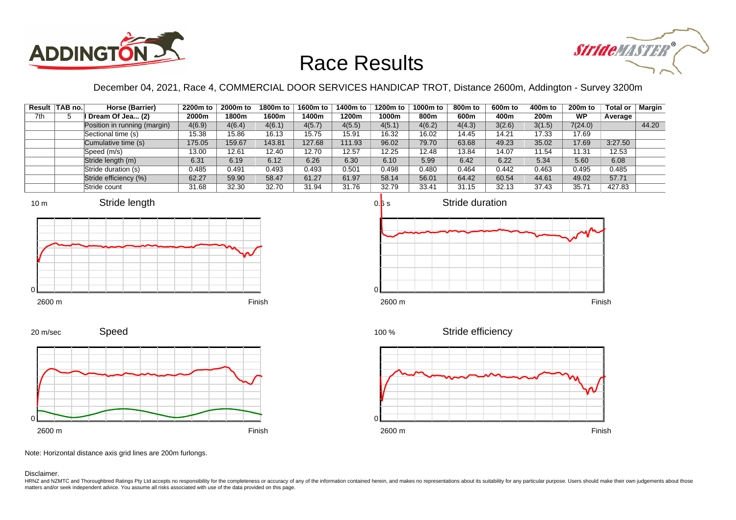# Race Results

December 04, 2021, Race 4, COMMERCIAL DOOR SERVICES HANDICAP TROT, Distance 2600m, Addington - Survey 3200m

| Result | TAB no. | Horse (Barrier) | 2200m to 2000m | 2000m to 1800m | 1800m to 1600m | 1600m to 1400m | 1400m to 1200m | 1200m to 1000m | 1000m to 800m | 800m to 600m | 600m to 400m | 400m to 200m | 200m to WP | Total or Average | Margin |
|---|---|---|---|---|---|---|---|---|---|---|---|---|---|---|---|
| 7th | 5 | I Dream Of Jea... (2) | | | | | | | | | | | | | |
| | | Position in running (margin) | 4(6.9) | 4(6.4) | 4(6.1) | 4(5.7) | 4(5.5) | 4(5.1) | 4(6.2) | 4(4.3) | 3(2.6) | 3(1.5) | 7(24.0) | | 44.20 |
| | | Sectional time (s) | 15.38 | 15.86 | 16.13 | 15.75 | 15.91 | 16.32 | 16.02 | 14.45 | 14.21 | 17.33 | 17.69 | | |
| | | Cumulative time (s) | 175.05 | 159.67 | 143.81 | 127.68 | 111.93 | 96.02 | 79.70 | 63.68 | 49.23 | 35.02 | 17.69 | 3:27.50 | |
| | | Speed (m/s) | 13.00 | 12.61 | 12.40 | 12.70 | 12.57 | 12.25 | 12.48 | 13.84 | 14.07 | 11.54 | 11.31 | 12.53 | |
| | | Stride length (m) | 6.31 | 6.19 | 6.12 | 6.26 | 6.30 | 6.10 | 5.99 | 6.42 | 6.22 | 5.34 | 5.60 | 6.08 | |
| | | Stride duration (s) | 0.485 | 0.491 | 0.493 | 0.493 | 0.501 | 0.498 | 0.480 | 0.464 | 0.442 | 0.463 | 0.495 | 0.485 | |
| | | Stride efficiency (%) | 62.27 | 59.90 | 58.47 | 61.27 | 61.97 | 58.14 | 56.01 | 64.42 | 60.54 | 44.61 | 49.02 | 57.71 | |
| | | Stride count | 31.68 | 32.30 | 32.70 | 31.94 | 31.76 | 32.79 | 33.41 | 31.15 | 32.13 | 37.43 | 35.71 | 427.83 | |

Stride length
10 m
0
2600 m
Finish

Stride duration
0.5 s
0
2600 m
Finish

Speed
20 m/sec
0
2600 m
Finish

Stride efficiency
100 %
0
2600 m
Finish

Note: Horizontal distance axis grid lines are 200m furlongs.

Disclaimer.

HRNZ and NZMTC and Thoroughbred Ratings Pty Ltd accepts no responsibility for the completeness or accuracy of any of the information contained herein, and makes no representations about its suitability for any particular purpose. Users should make their own judgements about those matters and/or seek independent advice. You assume all risks associated with use of the data provided on this page.